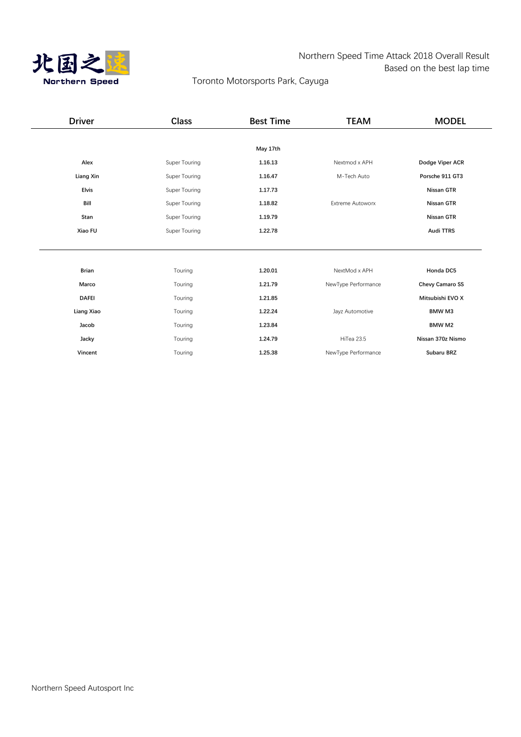北国之速
Northern Speed

Northern Speed Time Attack 2018 Overall Result
Based on the best lap time

Toronto Motorsports Park, Cayuga

| Driver | Class | Best Time | TEAM | MODEL |
|---|---|---|---|---|
| | | May 17th | | |
| Alex | Super Touring | 1.16.13 | Nextmod x APH | Dodge Viper ACR |
| Liang Xin | Super Touring | 1.16.47 | M-Tech Auto | Porsche 911 GT3 |
| Elvis | Super Touring | 1.17.73 | | Nissan GTR |
| Bill | Super Touring | 1.18.82 | Extreme Autoworx | Nissan GTR |
| Stan | Super Touring | 1.19.79 | | Nissan GTR |
| Xiao FU | Super Touring | 1.22.78 | | Audi TTRS |
| Brian | Touring | 1.20.01 | NextMod x APH | Honda DC5 |
| Marco | Touring | 1.21.79 | NewType Performance | Chevy Camaro SS |
| DAFEI | Touring | 1.21.85 | | Mitsubishi EVO X |
| Liang Xiao | Touring | 1.22.24 | Jayz Automotive | BMW M3 |
| Jacob | Touring | 1.23.84 | | BMW M2 |
| Jacky | Touring | 1.24.79 | HiTea 23.5 | Nissan 370z Nismo |
| Vincent | Touring | 1.25.38 | NewType Performance | Subaru BRZ |

Northern Speed Autosport Inc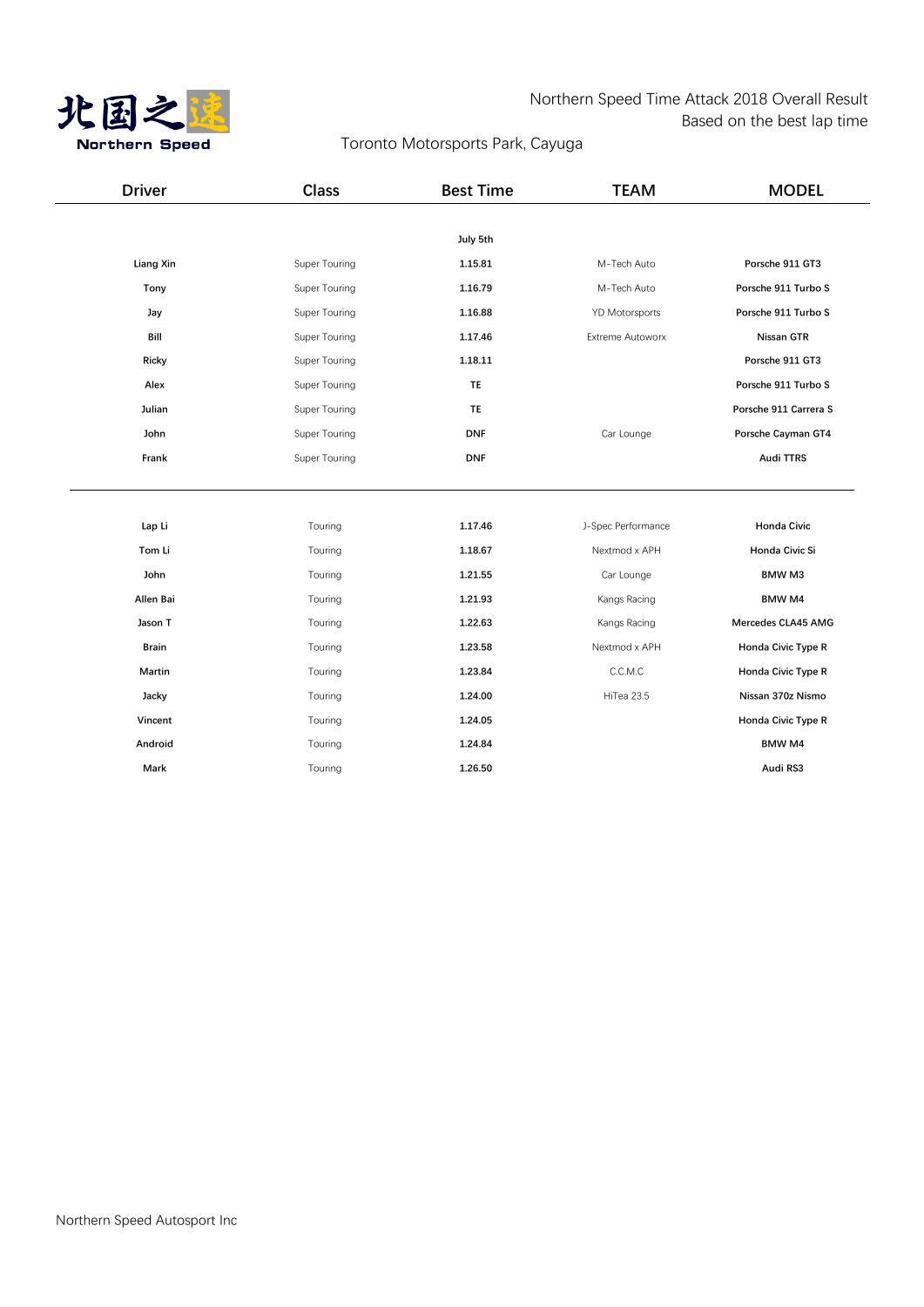北国之速 Northern Speed

Northern Speed Time Attack 2018 Overall Result
Based on the best lap time

Toronto Motorsports Park, Cayuga

| Driver | Class | Best Time | TEAM | MODEL |
|---|---|---|---|---|
| | | July 5th | | |
| Liang Xin | Super Touring | 1.15.81 | M-Tech Auto | Porsche 911 GT3 |
| Tony | Super Touring | 1.16.79 | M-Tech Auto | Porsche 911 Turbo S |
| Jay | Super Touring | 1.16.88 | YD Motorsports | Porsche 911 Turbo S |
| Bill | Super Touring | 1.17.46 | Extreme Autoworx | Nissan GTR |
| Ricky | Super Touring | 1.18.11 | | Porsche 911 GT3 |
| Alex | Super Touring | TE | | Porsche 911 Turbo S |
| Julian | Super Touring | TE | | Porsche 911 Carrera S |
| John | Super Touring | DNF | Car Lounge | Porsche Cayman GT4 |
| Frank | Super Touring | DNF | | Audi TTRS |
| Lap Li | Touring | 1.17.46 | J-Spec Performance | Honda Civic |
| Tom Li | Touring | 1.18.67 | Nextmod x APH | Honda Civic Si |
| John | Touring | 1.21.55 | Car Lounge | BMW M3 |
| Allen Bai | Touring | 1.21.93 | Kangs Racing | BMW M4 |
| Jason T | Touring | 1.22.63 | Kangs Racing | Mercedes CLA45 AMG |
| Brain | Touring | 1.23.58 | Nextmod x APH | Honda Civic Type R |
| Martin | Touring | 1.23.84 | C.C.M.C | Honda Civic Type R |
| Jacky | Touring | 1.24.00 | HiTea 23.5 | Nissan 370z Nismo |
| Vincent | Touring | 1.24.05 | | Honda Civic Type R |
| Android | Touring | 1.24.84 | | BMW M4 |
| Mark | Touring | 1.26.50 | | Audi RS3 |

Northern Speed Autosport Inc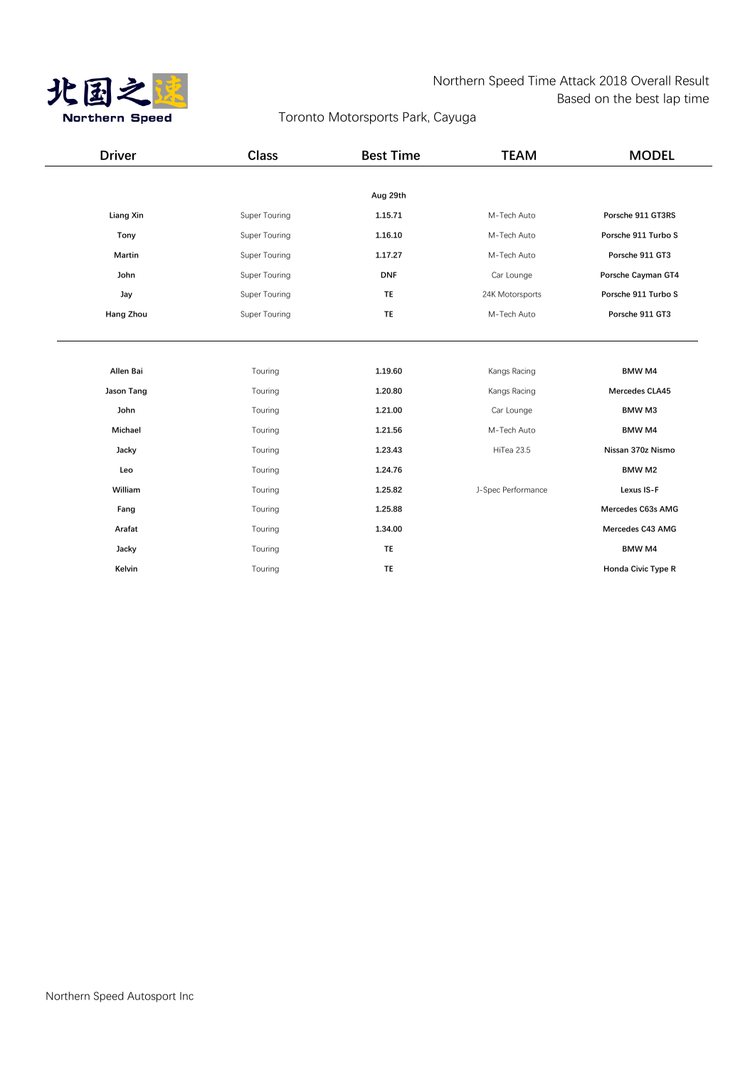北国之速
Northern Speed

# Northern Speed Time Attack 2018 Overall Result

Based on the best lap time

Toronto Motorsports Park, Cayuga

| Driver | Class | Best Time | TEAM | MODEL |
|---|---|---|---|---|
| | | Aug 29th | | |
| Liang Xin | Super Touring | 1.15.71 | M-Tech Auto | Porsche 911 GT3RS |
| Tony | Super Touring | 1.16.10 | M-Tech Auto | Porsche 911 Turbo S |
| Martin | Super Touring | 1.17.27 | M-Tech Auto | Porsche 911 GT3 |
| John | Super Touring | DNF | Car Lounge | Porsche Cayman GT4 |
| Jay | Super Touring | TE | 24K Motorsports | Porsche 911 Turbo S |
| Hang Zhou | Super Touring | TE | M-Tech Auto | Porsche 911 GT3 |
| Allen Bai | Touring | 1.19.60 | Kangs Racing | BMW M4 |
| Jason Tang | Touring | 1.20.80 | Kangs Racing | Mercedes CLA45 |
| John | Touring | 1.21.00 | Car Lounge | BMW M3 |
| Michael | Touring | 1.21.56 | M-Tech Auto | BMW M4 |
| Jacky | Touring | 1.23.43 | HiTea 23.5 | Nissan 370z Nismo |
| Leo | Touring | 1.24.76 | | BMW M2 |
| William | Touring | 1.25.82 | J-Spec Performance | Lexus IS-F |
| Fang | Touring | 1.25.88 | | Mercedes C63s AMG |
| Arafat | Touring | 1.34.00 | | Mercedes C43 AMG |
| Jacky | Touring | TE | | BMW M4 |
| Kelvin | Touring | TE | | Honda Civic Type R |

Northern Speed Autosport Inc